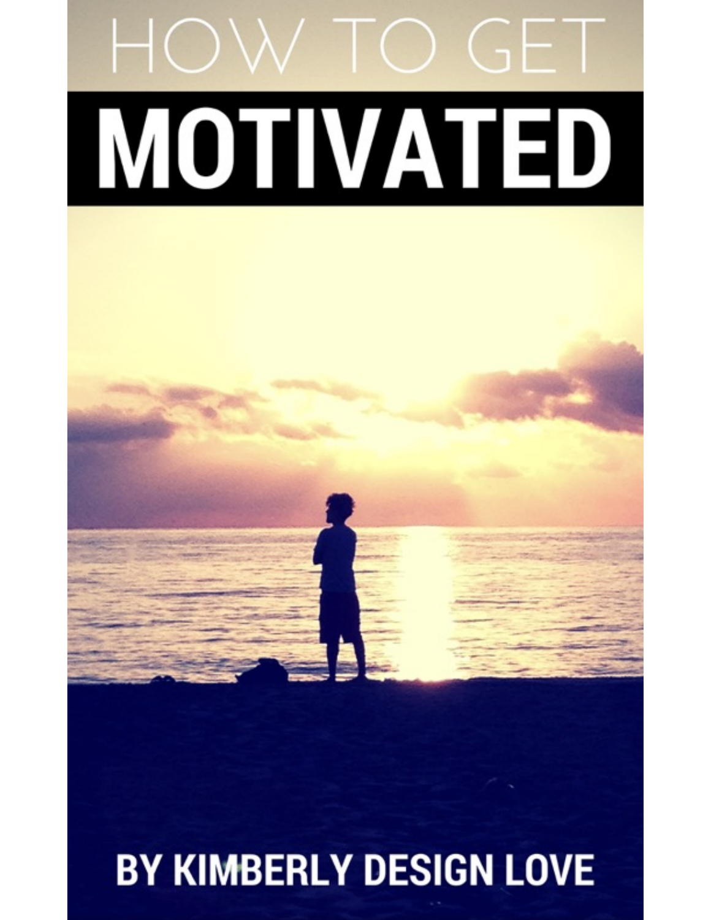# HOW TO GET

# MOTIVATED

**BY KIMBERLY DESIGN LOVE**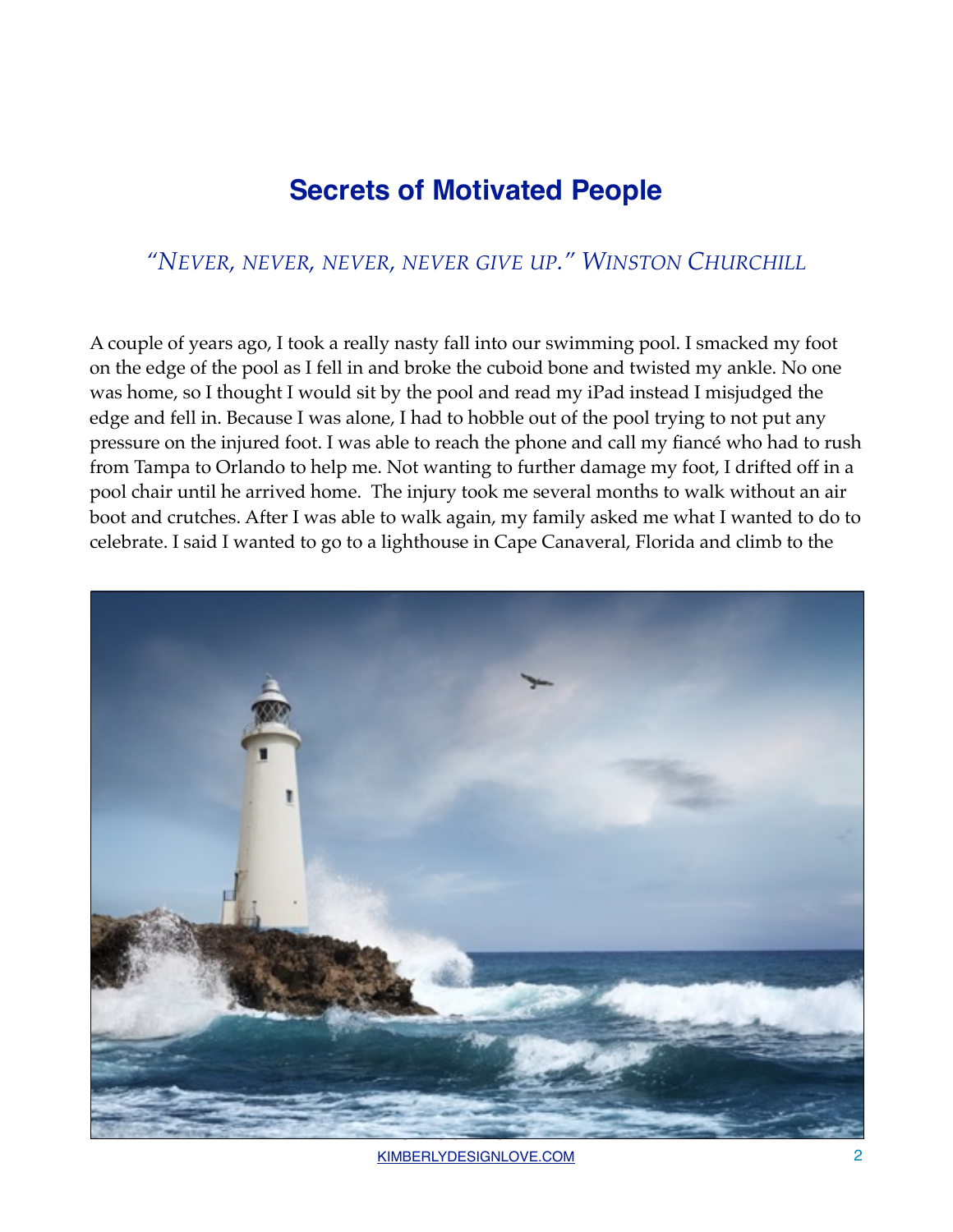# Secrets of Motivated People

*"NEVER, NEVER, NEVER, NEVER GIVE UP." WINSTON CHURCHILL*

A couple of years ago, I took a really nasty fall into our swimming pool. I smacked my foot on the edge of the pool as I fell in and broke the cuboid bone and twisted my ankle. No one was home, so I thought I would sit by the pool and read my iPad instead I misjudged the edge and fell in. Because I was alone, I had to hobble out of the pool trying to not put any pressure on the injured foot. I was able to reach the phone and call my fiancé who had to rush from Tampa to Orlando to help me. Not wanting to further damage my foot, I drifted off in a pool chair until he arrived home. The injury took me several months to walk without an air boot and crutches. After I was able to walk again, my family asked me what I wanted to do to celebrate. I said I wanted to go to a lighthouse in Cape Canaveral, Florida and climb to the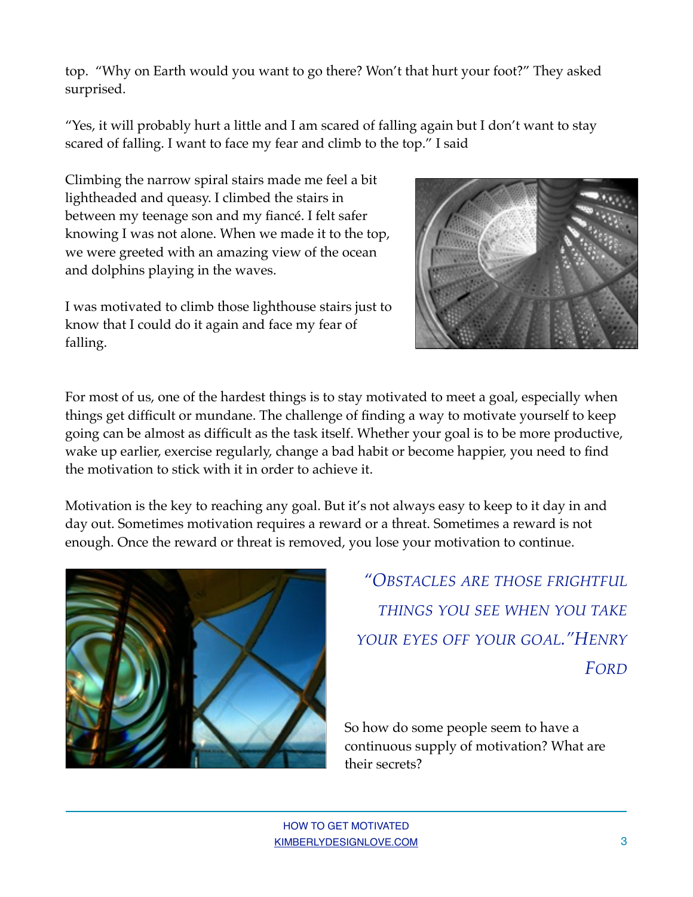top.  "Why on Earth would you want to go there? Won't that hurt your foot?" They asked surprised.

"Yes, it will probably hurt a little and I am scared of falling again but I don't want to stay scared of falling. I want to face my fear and climb to the top." I said

Climbing the narrow spiral stairs made me feel a bit lightheaded and queasy. I climbed the stairs in between my teenage son and my fiancé. I felt safer knowing I was not alone. When we made it to the top, we were greeted with an amazing view of the ocean and dolphins playing in the waves.

I was motivated to climb those lighthouse stairs just to know that I could do it again and face my fear of falling.

For most of us, one of the hardest things is to stay motivated to meet a goal, especially when things get difficult or mundane. The challenge of finding a way to motivate yourself to keep going can be almost as difficult as the task itself. Whether your goal is to be more productive, wake up earlier, exercise regularly, change a bad habit or become happier, you need to find the motivation to stick with it in order to achieve it.

Motivation is the key to reaching any goal. But it's not always easy to keep to it day in and day out. Sometimes motivation requires a reward or a threat. Sometimes a reward is not enough. Once the reward or threat is removed, you lose your motivation to continue.

*"Obstacles are those frightful things you see when you take your eyes off your goal." Henry Ford*

So how do some people seem to have a continuous supply of motivation? What are their secrets?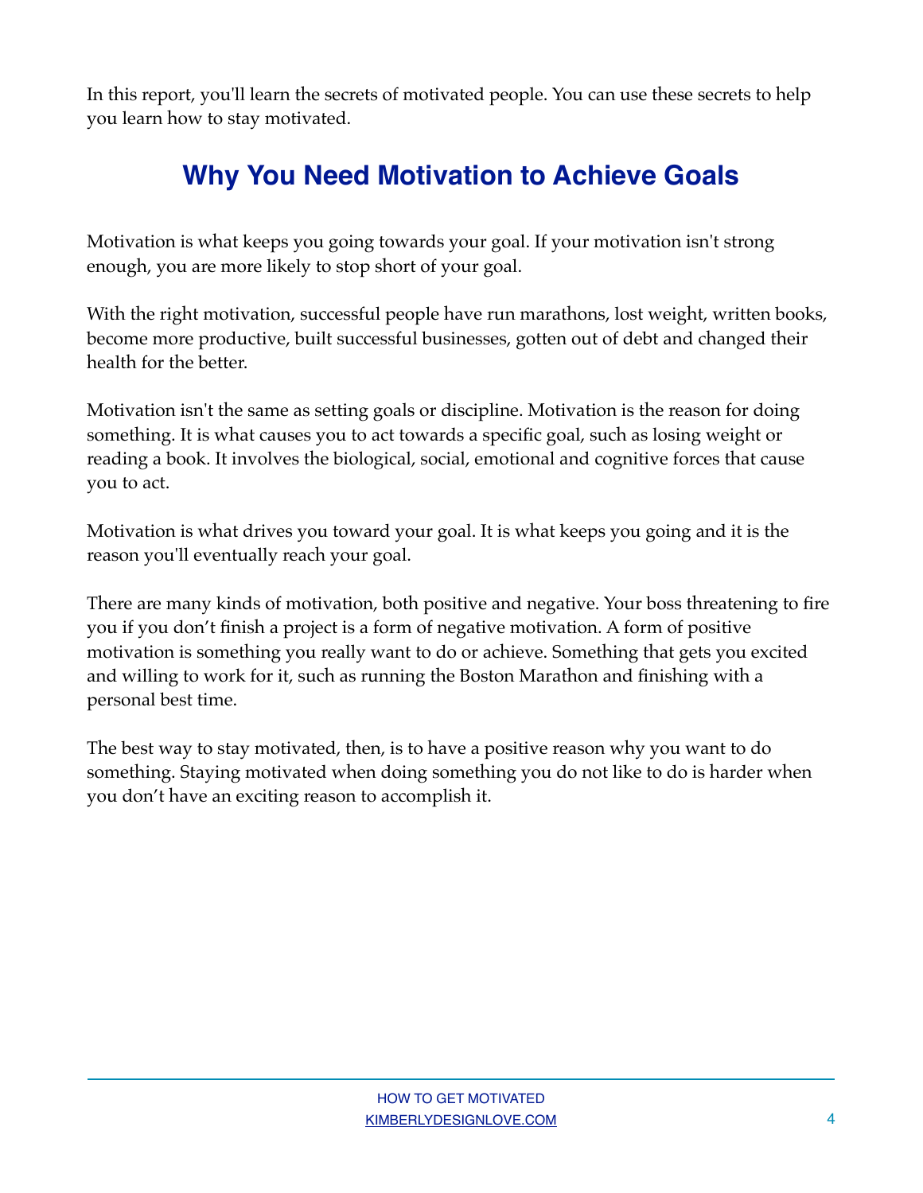In this report, you'll learn the secrets of motivated people. You can use these secrets to help you learn how to stay motivated.

## Why You Need Motivation to Achieve Goals

Motivation is what keeps you going towards your goal. If your motivation isn't strong enough, you are more likely to stop short of your goal.

With the right motivation, successful people have run marathons, lost weight, written books, become more productive, built successful businesses, gotten out of debt and changed their health for the better.

Motivation isn't the same as setting goals or discipline. Motivation is the reason for doing something. It is what causes you to act towards a specific goal, such as losing weight or reading a book. It involves the biological, social, emotional and cognitive forces that cause you to act.

Motivation is what drives you toward your goal. It is what keeps you going and it is the reason you'll eventually reach your goal.

There are many kinds of motivation, both positive and negative. Your boss threatening to fire you if you don't finish a project is a form of negative motivation. A form of positive motivation is something you really want to do or achieve. Something that gets you excited and willing to work for it, such as running the Boston Marathon and finishing with a personal best time.

The best way to stay motivated, then, is to have a positive reason why you want to do something. Staying motivated when doing something you do not like to do is harder when you don't have an exciting reason to accomplish it.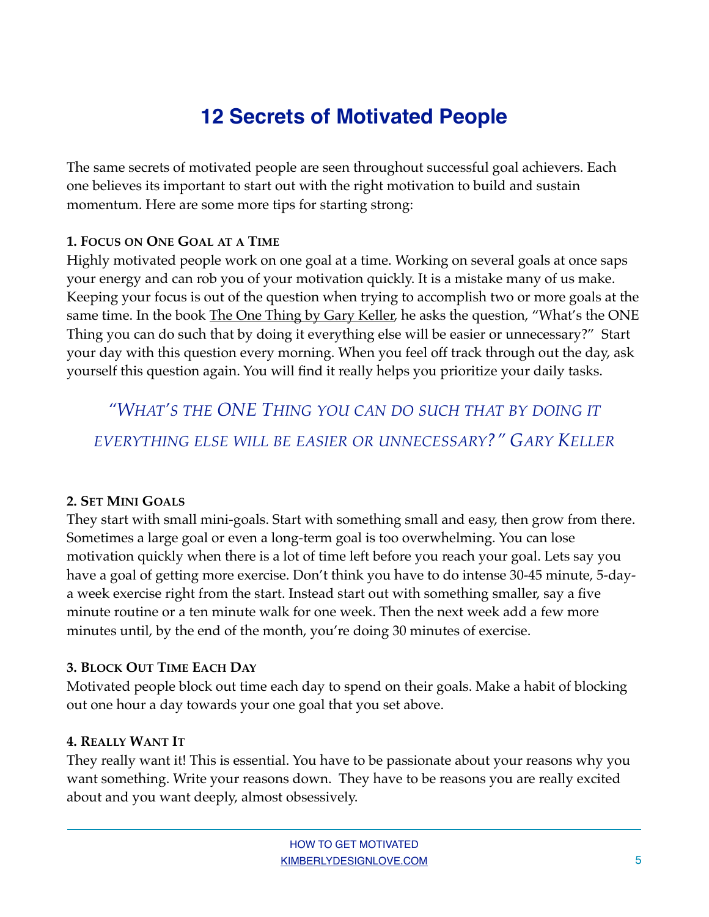# 12 Secrets of Motivated People

The same secrets of motivated people are seen throughout successful goal achievers. Each one believes its important to start out with the right motivation to build and sustain momentum. Here are some more tips for starting strong:

### 1. Focus on One Goal at a Time

Highly motivated people work on one goal at a time. Working on several goals at once saps your energy and can rob you of your motivation quickly. It is a mistake many of us make. Keeping your focus is out of the question when trying to accomplish two or more goals at the same time. In the book The One Thing by Gary Keller, he asks the question, "What's the ONE Thing you can do such that by doing it everything else will be easier or unnecessary?" Start your day with this question every morning. When you feel off track through out the day, ask yourself this question again. You will find it really helps you prioritize your daily tasks.

> *"What's the ONE Thing you can do such that by doing it everything else will be easier or unnecessary?" Gary Keller*

### 2. Set Mini Goals

They start with small mini-goals. Start with something small and easy, then grow from there. Sometimes a large goal or even a long-term goal is too overwhelming. You can lose motivation quickly when there is a lot of time left before you reach your goal. Lets say you have a goal of getting more exercise. Don't think you have to do intense 30-45 minute, 5-day-a week exercise right from the start. Instead start out with something smaller, say a five minute routine or a ten minute walk for one week. Then the next week add a few more minutes until, by the end of the month, you're doing 30 minutes of exercise.

### 3. Block Out Time Each Day

Motivated people block out time each day to spend on their goals. Make a habit of blocking out one hour a day towards your one goal that you set above.

### 4. Really Want It

They really want it! This is essential. You have to be passionate about your reasons why you want something. Write your reasons down. They have to be reasons you are really excited about and you want deeply, almost obsessively.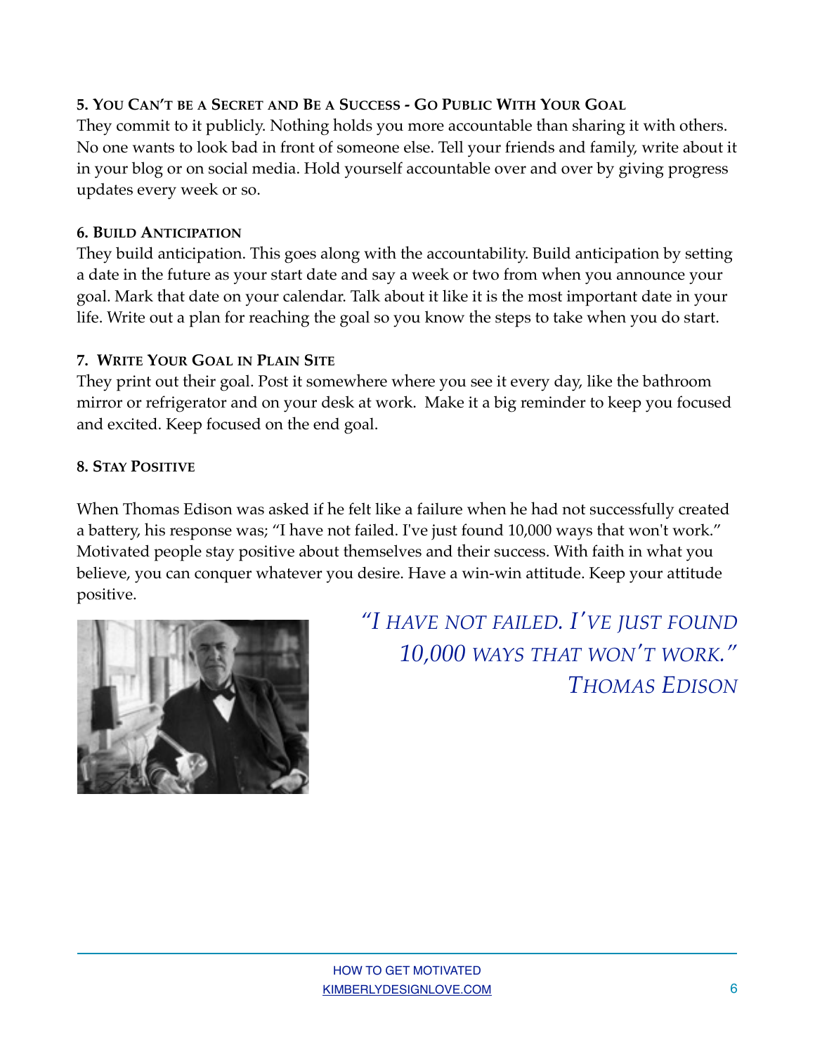### 5. You Can't be a Secret and Be a Success - Go Public With Your Goal

They commit to it publicly. Nothing holds you more accountable than sharing it with others. No one wants to look bad in front of someone else. Tell your friends and family, write about it in your blog or on social media. Hold yourself accountable over and over by giving progress updates every week or so.

### 6. Build Anticipation

They build anticipation. This goes along with the accountability. Build anticipation by setting a date in the future as your start date and say a week or two from when you announce your goal. Mark that date on your calendar. Talk about it like it is the most important date in your life. Write out a plan for reaching the goal so you know the steps to take when you do start.

### 7. Write Your Goal in Plain Site

They print out their goal. Post it somewhere where you see it every day, like the bathroom mirror or refrigerator and on your desk at work. Make it a big reminder to keep you focused and excited. Keep focused on the end goal.

### 8. Stay Positive

When Thomas Edison was asked if he felt like a failure when he had not successfully created a battery, his response was; "I have not failed. I've just found 10,000 ways that won't work." Motivated people stay positive about themselves and their success. With faith in what you believe, you can conquer whatever you desire. Have a win-win attitude. Keep your attitude positive.

*"I have not failed. I've just found 10,000 ways that won't work."*
*Thomas Edison*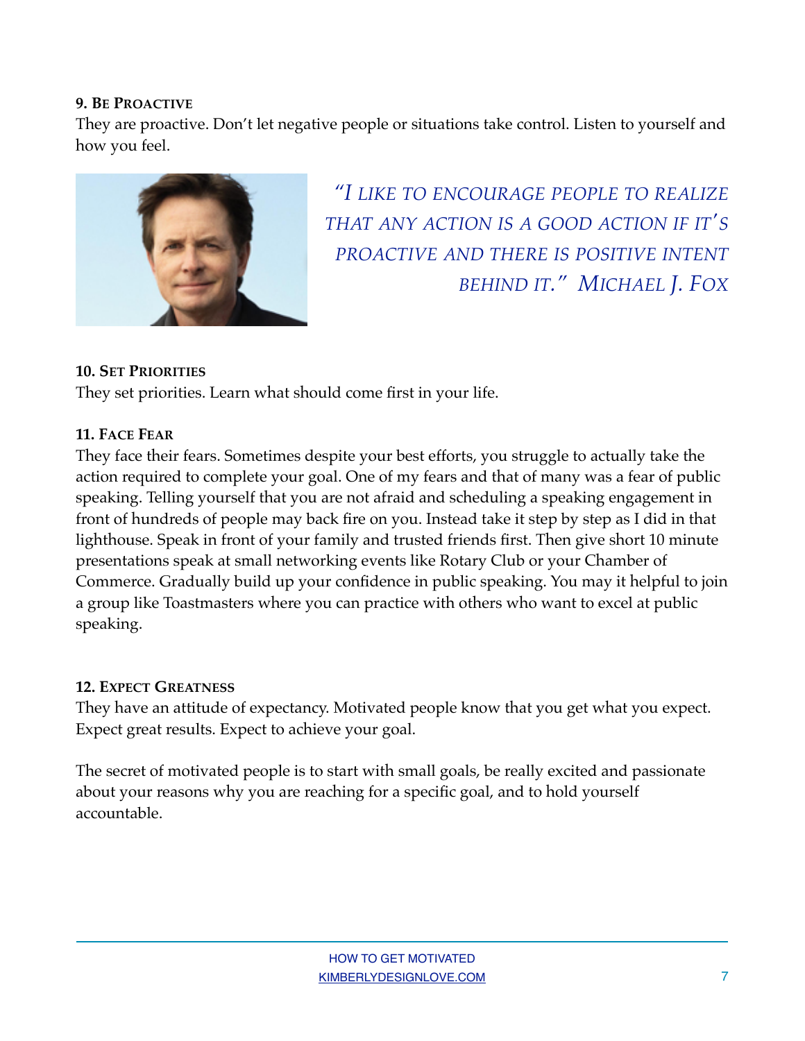### 9. Be Proactive

They are proactive. Don't let negative people or situations take control. Listen to yourself and how you feel.

> *"I like to encourage people to realize that any action is a good action if it's proactive and there is positive intent behind it." Michael J. Fox*

### 10. Set Priorities

They set priorities. Learn what should come first in your life.

### 11. Face Fear

They face their fears. Sometimes despite your best efforts, you struggle to actually take the action required to complete your goal. One of my fears and that of many was a fear of public speaking. Telling yourself that you are not afraid and scheduling a speaking engagement in front of hundreds of people may back fire on you. Instead take it step by step as I did in that lighthouse. Speak in front of your family and trusted friends first. Then give short 10 minute presentations speak at small networking events like Rotary Club or your Chamber of Commerce. Gradually build up your confidence in public speaking. You may it helpful to join a group like Toastmasters where you can practice with others who want to excel at public speaking.

### 12. Expect Greatness

They have an attitude of expectancy. Motivated people know that you get what you expect. Expect great results. Expect to achieve your goal.

The secret of motivated people is to start with small goals, be really excited and passionate about your reasons why you are reaching for a specific goal, and to hold yourself accountable.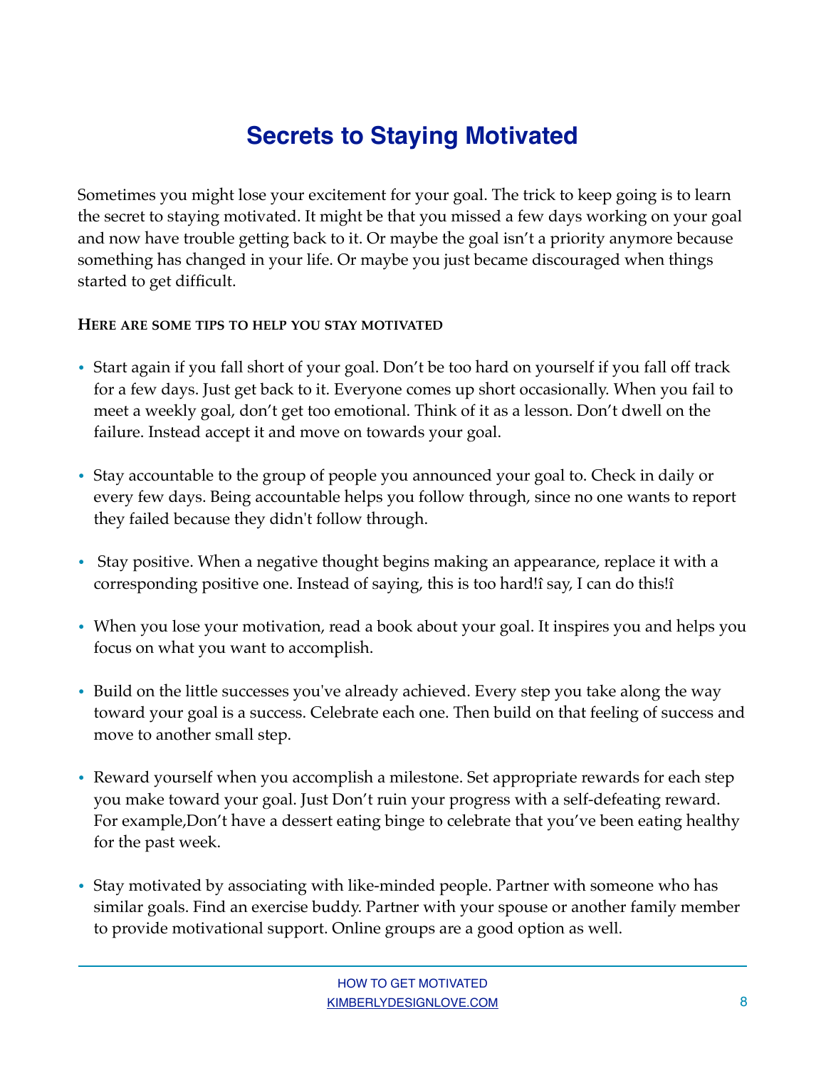# Secrets to Staying Motivated

Sometimes you might lose your excitement for your goal. The trick to keep going is to learn the secret to staying motivated. It might be that you missed a few days working on your goal and now have trouble getting back to it. Or maybe the goal isn't a priority anymore because something has changed in your life. Or maybe you just became discouraged when things started to get difficult.

**HERE ARE SOME TIPS TO HELP YOU STAY MOTIVATED**

- Start again if you fall short of your goal. Don't be too hard on yourself if you fall off track for a few days. Just get back to it. Everyone comes up short occasionally. When you fail to meet a weekly goal, don't get too emotional. Think of it as a lesson. Don't dwell on the failure. Instead accept it and move on towards your goal.

- Stay accountable to the group of people you announced your goal to. Check in daily or every few days. Being accountable helps you follow through, since no one wants to report they failed because they didn't follow through.

- Stay positive. When a negative thought begins making an appearance, replace it with a corresponding positive one. Instead of saying, this is too hard!î say, I can do this!î

- When you lose your motivation, read a book about your goal. It inspires you and helps you focus on what you want to accomplish.

- Build on the little successes you've already achieved. Every step you take along the way toward your goal is a success. Celebrate each one. Then build on that feeling of success and move to another small step.

- Reward yourself when you accomplish a milestone. Set appropriate rewards for each step you make toward your goal. Just Don't ruin your progress with a self-defeating reward. For example,Don't have a dessert eating binge to celebrate that you've been eating healthy for the past week.

- Stay motivated by associating with like-minded people. Partner with someone who has similar goals. Find an exercise buddy. Partner with your spouse or another family member to provide motivational support. Online groups are a good option as well.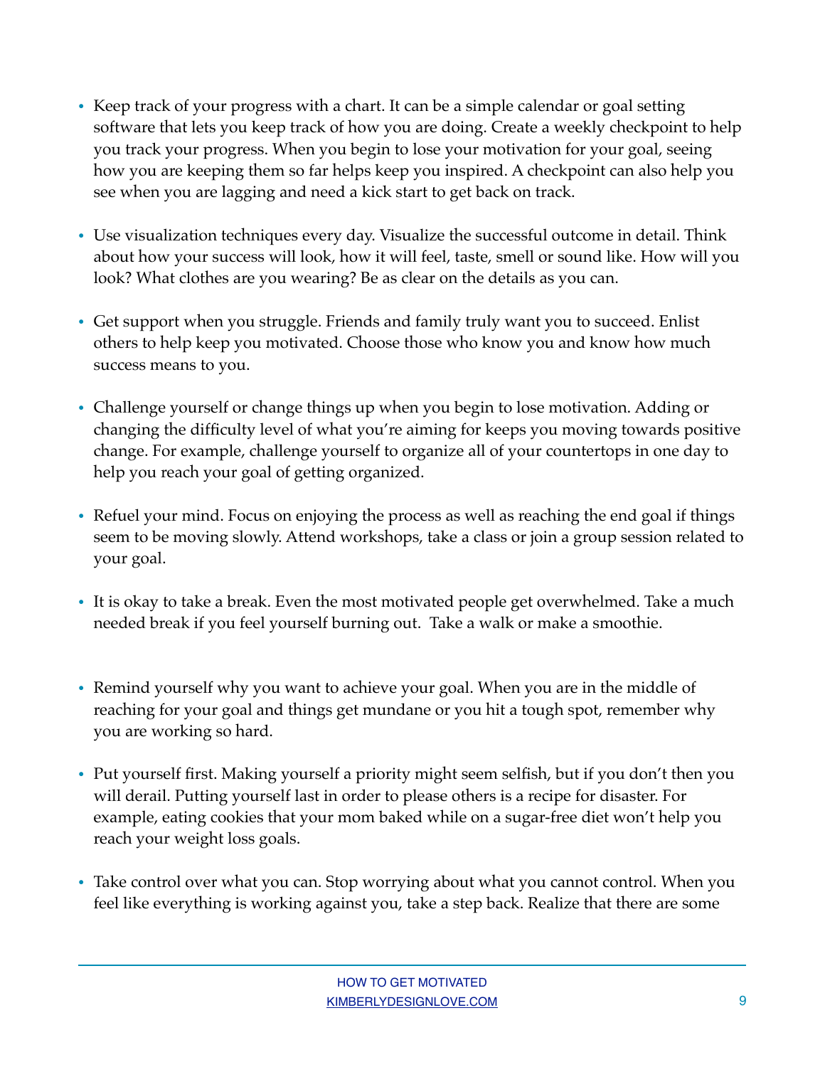- Keep track of your progress with a chart. It can be a simple calendar or goal setting software that lets you keep track of how you are doing. Create a weekly checkpoint to help you track your progress. When you begin to lose your motivation for your goal, seeing how you are keeping them so far helps keep you inspired. A checkpoint can also help you see when you are lagging and need a kick start to get back on track.

- Use visualization techniques every day. Visualize the successful outcome in detail. Think about how your success will look, how it will feel, taste, smell or sound like. How will you look? What clothes are you wearing? Be as clear on the details as you can.

- Get support when you struggle. Friends and family truly want you to succeed. Enlist others to help keep you motivated. Choose those who know you and know how much success means to you.

- Challenge yourself or change things up when you begin to lose motivation. Adding or changing the difficulty level of what you're aiming for keeps you moving towards positive change. For example, challenge yourself to organize all of your countertops in one day to help you reach your goal of getting organized.

- Refuel your mind. Focus on enjoying the process as well as reaching the end goal if things seem to be moving slowly. Attend workshops, take a class or join a group session related to your goal.

- It is okay to take a break. Even the most motivated people get overwhelmed. Take a much needed break if you feel yourself burning out. Take a walk or make a smoothie.

- Remind yourself why you want to achieve your goal. When you are in the middle of reaching for your goal and things get mundane or you hit a tough spot, remember why you are working so hard.

- Put yourself first. Making yourself a priority might seem selfish, but if you don't then you will derail. Putting yourself last in order to please others is a recipe for disaster. For example, eating cookies that your mom baked while on a sugar-free diet won't help you reach your weight loss goals.

- Take control over what you can. Stop worrying about what you cannot control. When you feel like everything is working against you, take a step back. Realize that there are some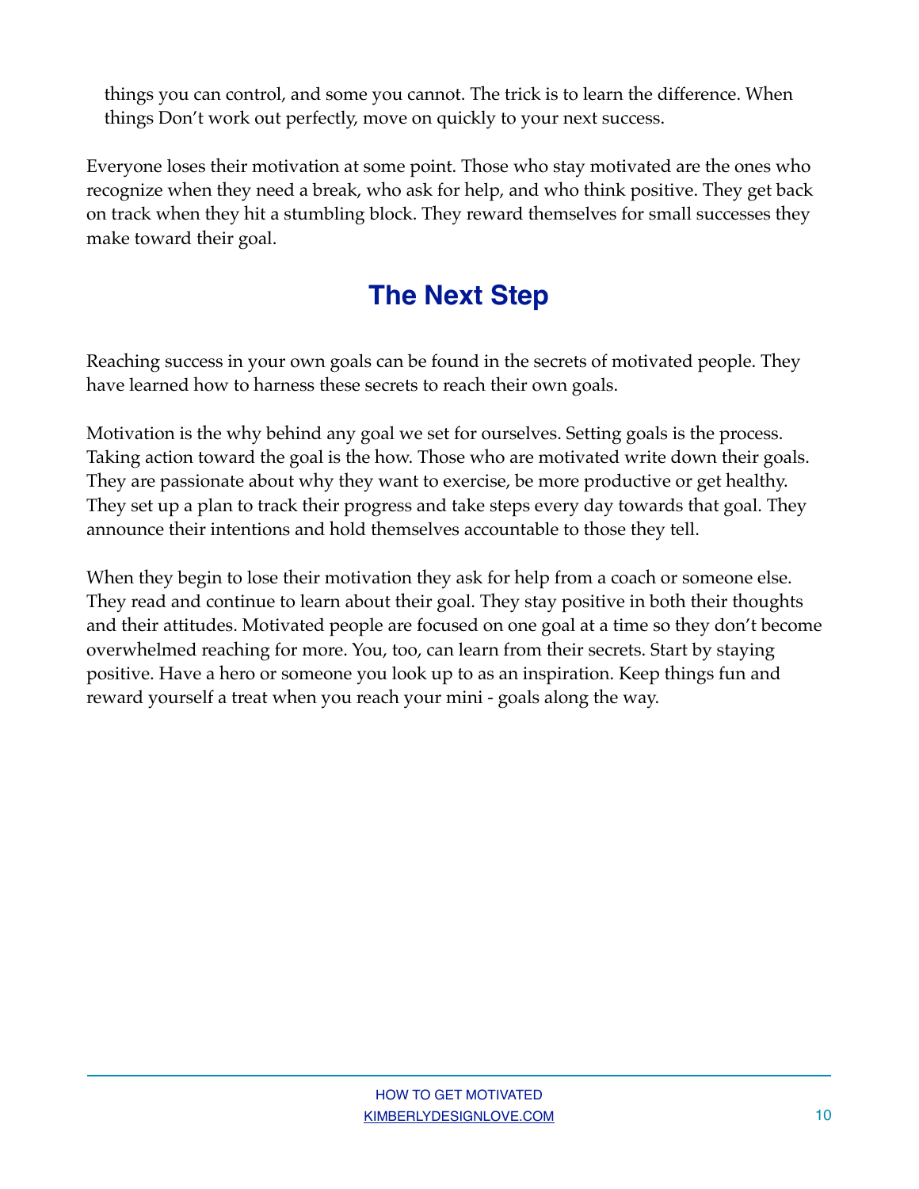things you can control, and some you cannot. The trick is to learn the difference. When things Don't work out perfectly, move on quickly to your next success.

Everyone loses their motivation at some point. Those who stay motivated are the ones who recognize when they need a break, who ask for help, and who think positive. They get back on track when they hit a stumbling block. They reward themselves for small successes they make toward their goal.

## The Next Step

Reaching success in your own goals can be found in the secrets of motivated people. They have learned how to harness these secrets to reach their own goals.

Motivation is the why behind any goal we set for ourselves. Setting goals is the process. Taking action toward the goal is the how. Those who are motivated write down their goals. They are passionate about why they want to exercise, be more productive or get healthy. They set up a plan to track their progress and take steps every day towards that goal. They announce their intentions and hold themselves accountable to those they tell.

When they begin to lose their motivation they ask for help from a coach or someone else. They read and continue to learn about their goal. They stay positive in both their thoughts and their attitudes. Motivated people are focused on one goal at a time so they don't become overwhelmed reaching for more. You, too, can learn from their secrets. Start by staying positive. Have a hero or someone you look up to as an inspiration. Keep things fun and reward yourself a treat when you reach your mini - goals along the way.